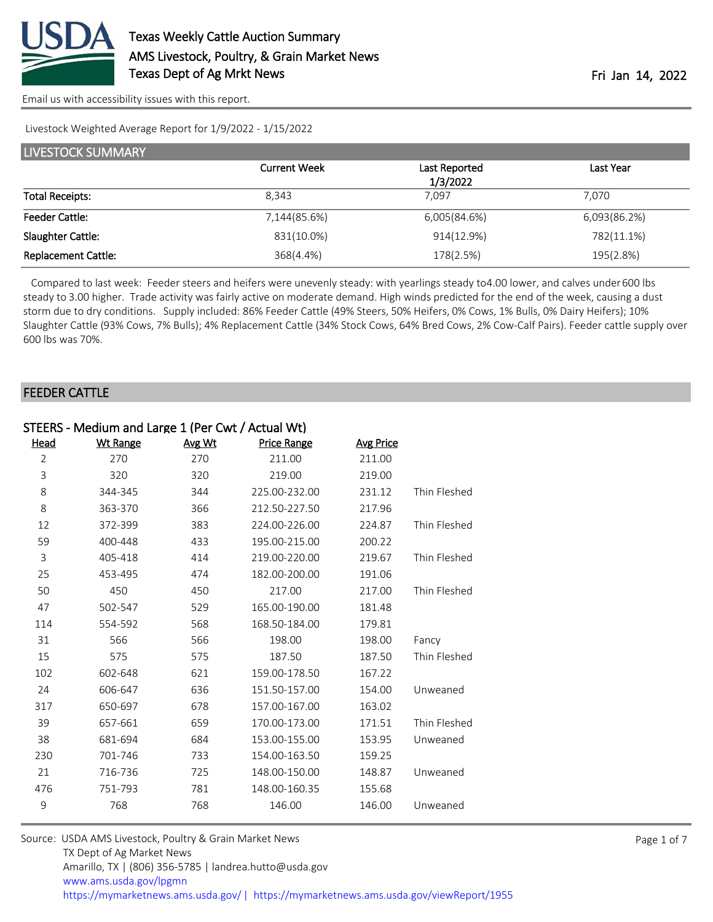# Texas Weekly Cattle Auction Summary

AMS Livestock, Poultry, & Grain Market News

Texas Dept of Ag Mrkt News

Fri Jan 14, 2022

Email us with accessibility issues with this report.

Livestock Weighted Average Report for 1/9/2022 - 1/15/2022

## LIVESTOCK SUMMARY

| | Current Week | Last Reported 1/3/2022 | Last Year |
|---|---|---|---|
| Total Receipts: | 8,343 | 7,097 | 7,070 |
| Feeder Cattle: | 7,144(85.6%) | 6,005(84.6%) | 6,093(86.2%) |
| Slaughter Cattle: | 831(10.0%) | 914(12.9%) | 782(11.1%) |
| Replacement Cattle: | 368(4.4%) | 178(2.5%) | 195(2.8%) |

Compared to last week: Feeder steers and heifers were unevenly steady: with yearlings steady to4.00 lower, and calves under 600 lbs steady to 3.00 higher. Trade activity was fairly active on moderate demand. High winds predicted for the end of the week, causing a dust storm due to dry conditions. Supply included: 86% Feeder Cattle (49% Steers, 50% Heifers, 0% Cows, 1% Bulls, 0% Dairy Heifers); 10% Slaughter Cattle (93% Cows, 7% Bulls); 4% Replacement Cattle (34% Stock Cows, 64% Bred Cows, 2% Cow-Calf Pairs). Feeder cattle supply over 600 lbs was 70%.

## FEEDER CATTLE

### STEERS - Medium and Large 1 (Per Cwt / Actual Wt)

| Head | Wt Range | Avg Wt | Price Range | Avg Price | |
|---|---|---|---|---|---|
| 2 | 270 | 270 | 211.00 | 211.00 | |
| 3 | 320 | 320 | 219.00 | 219.00 | |
| 8 | 344-345 | 344 | 225.00-232.00 | 231.12 | Thin Fleshed |
| 8 | 363-370 | 366 | 212.50-227.50 | 217.96 | |
| 12 | 372-399 | 383 | 224.00-226.00 | 224.87 | Thin Fleshed |
| 59 | 400-448 | 433 | 195.00-215.00 | 200.22 | |
| 3 | 405-418 | 414 | 219.00-220.00 | 219.67 | Thin Fleshed |
| 25 | 453-495 | 474 | 182.00-200.00 | 191.06 | |
| 50 | 450 | 450 | 217.00 | 217.00 | Thin Fleshed |
| 47 | 502-547 | 529 | 165.00-190.00 | 181.48 | |
| 114 | 554-592 | 568 | 168.50-184.00 | 179.81 | |
| 31 | 566 | 566 | 198.00 | 198.00 | Fancy |
| 15 | 575 | 575 | 187.50 | 187.50 | Thin Fleshed |
| 102 | 602-648 | 621 | 159.00-178.50 | 167.22 | |
| 24 | 606-647 | 636 | 151.50-157.00 | 154.00 | Unweaned |
| 317 | 650-697 | 678 | 157.00-167.00 | 163.02 | |
| 39 | 657-661 | 659 | 170.00-173.00 | 171.51 | Thin Fleshed |
| 38 | 681-694 | 684 | 153.00-155.00 | 153.95 | Unweaned |
| 230 | 701-746 | 733 | 154.00-163.50 | 159.25 | |
| 21 | 716-736 | 725 | 148.00-150.00 | 148.87 | Unweaned |
| 476 | 751-793 | 781 | 148.00-160.35 | 155.68 | |
| 9 | 768 | 768 | 146.00 | 146.00 | Unweaned |

Source: USDA AMS Livestock, Poultry & Grain Market News
TX Dept of Ag Market News
Amarillo, TX | (806) 356-5785 | landrea.hutto@usda.gov
www.ams.usda.gov/lpgmn
https://mymarketnews.ams.usda.gov/ | https://mymarketnews.ams.usda.gov/viewReport/1955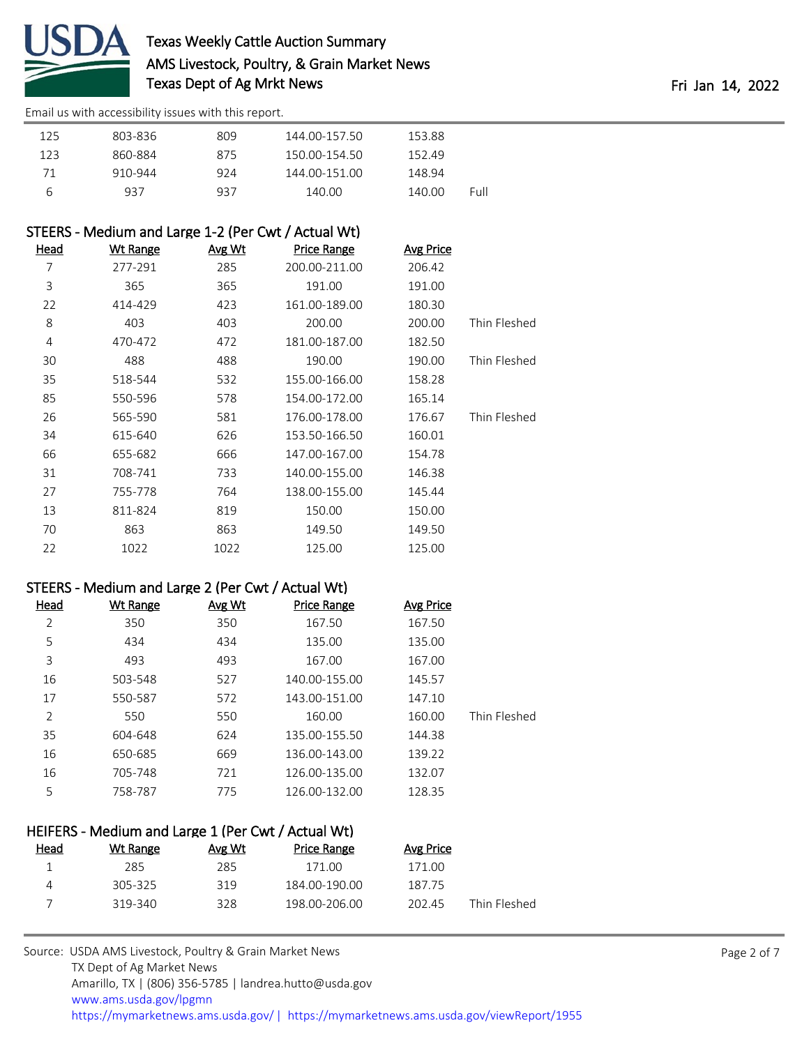| Head | Wt Range | Avg Wt | Price Range | Avg Price | |
|---|---|---|---|---|---|
| 125 | 803-836 | 809 | 144.00-157.50 | 153.88 | |
| 123 | 860-884 | 875 | 150.00-154.50 | 152.49 | |
| 71 | 910-944 | 924 | 144.00-151.00 | 148.94 | |
| 6 | 937 | 937 | 140.00 | 140.00 | Full |

## STEERS - Medium and Large 1-2 (Per Cwt / Actual Wt)

| Head | Wt Range | Avg Wt | Price Range | Avg Price | |
|---|---|---|---|---|---|
| 7 | 277-291 | 285 | 200.00-211.00 | 206.42 | |
| 3 | 365 | 365 | 191.00 | 191.00 | |
| 22 | 414-429 | 423 | 161.00-189.00 | 180.30 | |
| 8 | 403 | 403 | 200.00 | 200.00 | Thin Fleshed |
| 4 | 470-472 | 472 | 181.00-187.00 | 182.50 | |
| 30 | 488 | 488 | 190.00 | 190.00 | Thin Fleshed |
| 35 | 518-544 | 532 | 155.00-166.00 | 158.28 | |
| 85 | 550-596 | 578 | 154.00-172.00 | 165.14 | |
| 26 | 565-590 | 581 | 176.00-178.00 | 176.67 | Thin Fleshed |
| 34 | 615-640 | 626 | 153.50-166.50 | 160.01 | |
| 66 | 655-682 | 666 | 147.00-167.00 | 154.78 | |
| 31 | 708-741 | 733 | 140.00-155.00 | 146.38 | |
| 27 | 755-778 | 764 | 138.00-155.00 | 145.44 | |
| 13 | 811-824 | 819 | 150.00 | 150.00 | |
| 70 | 863 | 863 | 149.50 | 149.50 | |
| 22 | 1022 | 1022 | 125.00 | 125.00 | |

## STEERS - Medium and Large 2 (Per Cwt / Actual Wt)

| Head | Wt Range | Avg Wt | Price Range | Avg Price | |
|---|---|---|---|---|---|
| 2 | 350 | 350 | 167.50 | 167.50 | |
| 5 | 434 | 434 | 135.00 | 135.00 | |
| 3 | 493 | 493 | 167.00 | 167.00 | |
| 16 | 503-548 | 527 | 140.00-155.00 | 145.57 | |
| 17 | 550-587 | 572 | 143.00-151.00 | 147.10 | |
| 2 | 550 | 550 | 160.00 | 160.00 | Thin Fleshed |
| 35 | 604-648 | 624 | 135.00-155.50 | 144.38 | |
| 16 | 650-685 | 669 | 136.00-143.00 | 139.22 | |
| 16 | 705-748 | 721 | 126.00-135.00 | 132.07 | |
| 5 | 758-787 | 775 | 126.00-132.00 | 128.35 | |

## HEIFERS - Medium and Large 1 (Per Cwt / Actual Wt)

| Head | Wt Range | Avg Wt | Price Range | Avg Price | |
|---|---|---|---|---|---|
| 1 | 285 | 285 | 171.00 | 171.00 | |
| 4 | 305-325 | 319 | 184.00-190.00 | 187.75 | |
| 7 | 319-340 | 328 | 198.00-206.00 | 202.45 | Thin Fleshed |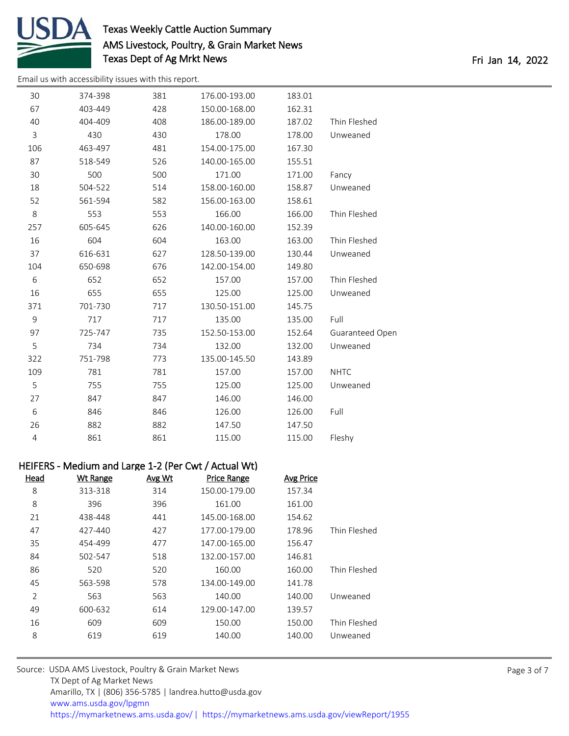| Head | Wt Range | Avg Wt | Price Range | Avg Price | |
|---|---|---|---|---|---|
| 30 | 374-398 | 381 | 176.00-193.00 | 183.01 | |
| 67 | 403-449 | 428 | 150.00-168.00 | 162.31 | |
| 40 | 404-409 | 408 | 186.00-189.00 | 187.02 | Thin Fleshed |
| 3 | 430 | 430 | 178.00 | 178.00 | Unweaned |
| 106 | 463-497 | 481 | 154.00-175.00 | 167.30 | |
| 87 | 518-549 | 526 | 140.00-165.00 | 155.51 | |
| 30 | 500 | 500 | 171.00 | 171.00 | Fancy |
| 18 | 504-522 | 514 | 158.00-160.00 | 158.87 | Unweaned |
| 52 | 561-594 | 582 | 156.00-163.00 | 158.61 | |
| 8 | 553 | 553 | 166.00 | 166.00 | Thin Fleshed |
| 257 | 605-645 | 626 | 140.00-160.00 | 152.39 | |
| 16 | 604 | 604 | 163.00 | 163.00 | Thin Fleshed |
| 37 | 616-631 | 627 | 128.50-139.00 | 130.44 | Unweaned |
| 104 | 650-698 | 676 | 142.00-154.00 | 149.80 | |
| 6 | 652 | 652 | 157.00 | 157.00 | Thin Fleshed |
| 16 | 655 | 655 | 125.00 | 125.00 | Unweaned |
| 371 | 701-730 | 717 | 130.50-151.00 | 145.75 | |
| 9 | 717 | 717 | 135.00 | 135.00 | Full |
| 97 | 725-747 | 735 | 152.50-153.00 | 152.64 | Guaranteed Open |
| 5 | 734 | 734 | 132.00 | 132.00 | Unweaned |
| 322 | 751-798 | 773 | 135.00-145.50 | 143.89 | |
| 109 | 781 | 781 | 157.00 | 157.00 | NHTC |
| 5 | 755 | 755 | 125.00 | 125.00 | Unweaned |
| 27 | 847 | 847 | 146.00 | 146.00 | |
| 6 | 846 | 846 | 126.00 | 126.00 | Full |
| 26 | 882 | 882 | 147.50 | 147.50 | |
| 4 | 861 | 861 | 115.00 | 115.00 | Fleshy |

## HEIFERS - Medium and Large 1-2 (Per Cwt / Actual Wt)

| Head | Wt Range | Avg Wt | Price Range | Avg Price | |
|---|---|---|---|---|---|
| 8 | 313-318 | 314 | 150.00-179.00 | 157.34 | |
| 8 | 396 | 396 | 161.00 | 161.00 | |
| 21 | 438-448 | 441 | 145.00-168.00 | 154.62 | |
| 47 | 427-440 | 427 | 177.00-179.00 | 178.96 | Thin Fleshed |
| 35 | 454-499 | 477 | 147.00-165.00 | 156.47 | |
| 84 | 502-547 | 518 | 132.00-157.00 | 146.81 | |
| 86 | 520 | 520 | 160.00 | 160.00 | Thin Fleshed |
| 45 | 563-598 | 578 | 134.00-149.00 | 141.78 | |
| 2 | 563 | 563 | 140.00 | 140.00 | Unweaned |
| 49 | 600-632 | 614 | 129.00-147.00 | 139.57 | |
| 16 | 609 | 609 | 150.00 | 150.00 | Thin Fleshed |
| 8 | 619 | 619 | 140.00 | 140.00 | Unweaned |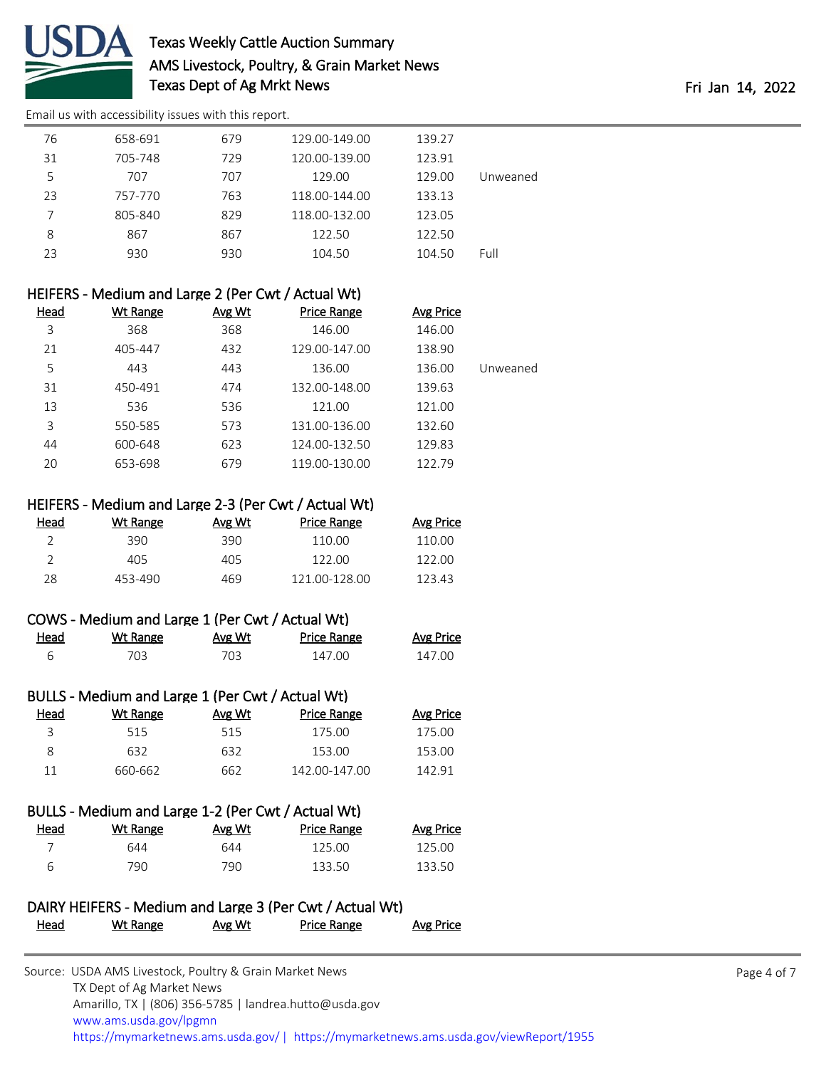| Head | Wt Range | Avg Wt | Price Range | Avg Price | |
|---|---|---|---|---|---|
| 76 | 658-691 | 679 | 129.00-149.00 | 139.27 | |
| 31 | 705-748 | 729 | 120.00-139.00 | 123.91 | |
| 5 | 707 | 707 | 129.00 | 129.00 | Unweaned |
| 23 | 757-770 | 763 | 118.00-144.00 | 133.13 | |
| 7 | 805-840 | 829 | 118.00-132.00 | 123.05 | |
| 8 | 867 | 867 | 122.50 | 122.50 | |
| 23 | 930 | 930 | 104.50 | 104.50 | Full |

### HEIFERS - Medium and Large 2 (Per Cwt / Actual Wt)

| Head | Wt Range | Avg Wt | Price Range | Avg Price | |
|---|---|---|---|---|---|
| 3 | 368 | 368 | 146.00 | 146.00 | |
| 21 | 405-447 | 432 | 129.00-147.00 | 138.90 | |
| 5 | 443 | 443 | 136.00 | 136.00 | Unweaned |
| 31 | 450-491 | 474 | 132.00-148.00 | 139.63 | |
| 13 | 536 | 536 | 121.00 | 121.00 | |
| 3 | 550-585 | 573 | 131.00-136.00 | 132.60 | |
| 44 | 600-648 | 623 | 124.00-132.50 | 129.83 | |
| 20 | 653-698 | 679 | 119.00-130.00 | 122.79 | |

### HEIFERS - Medium and Large 2-3 (Per Cwt / Actual Wt)

| Head | Wt Range | Avg Wt | Price Range | Avg Price |
|---|---|---|---|---|
| 2 | 390 | 390 | 110.00 | 110.00 |
| 2 | 405 | 405 | 122.00 | 122.00 |
| 28 | 453-490 | 469 | 121.00-128.00 | 123.43 |

### COWS - Medium and Large 1 (Per Cwt / Actual Wt)

| Head | Wt Range | Avg Wt | Price Range | Avg Price |
|---|---|---|---|---|
| 6 | 703 | 703 | 147.00 | 147.00 |

### BULLS - Medium and Large 1 (Per Cwt / Actual Wt)

| Head | Wt Range | Avg Wt | Price Range | Avg Price |
|---|---|---|---|---|
| 3 | 515 | 515 | 175.00 | 175.00 |
| 8 | 632 | 632 | 153.00 | 153.00 |
| 11 | 660-662 | 662 | 142.00-147.00 | 142.91 |

### BULLS - Medium and Large 1-2 (Per Cwt / Actual Wt)

| Head | Wt Range | Avg Wt | Price Range | Avg Price |
|---|---|---|---|---|
| 7 | 644 | 644 | 125.00 | 125.00 |
| 6 | 790 | 790 | 133.50 | 133.50 |

### DAIRY HEIFERS - Medium and Large 3 (Per Cwt / Actual Wt)

| Head | Wt Range | Avg Wt | Price Range | Avg Price |
|---|---|---|---|---|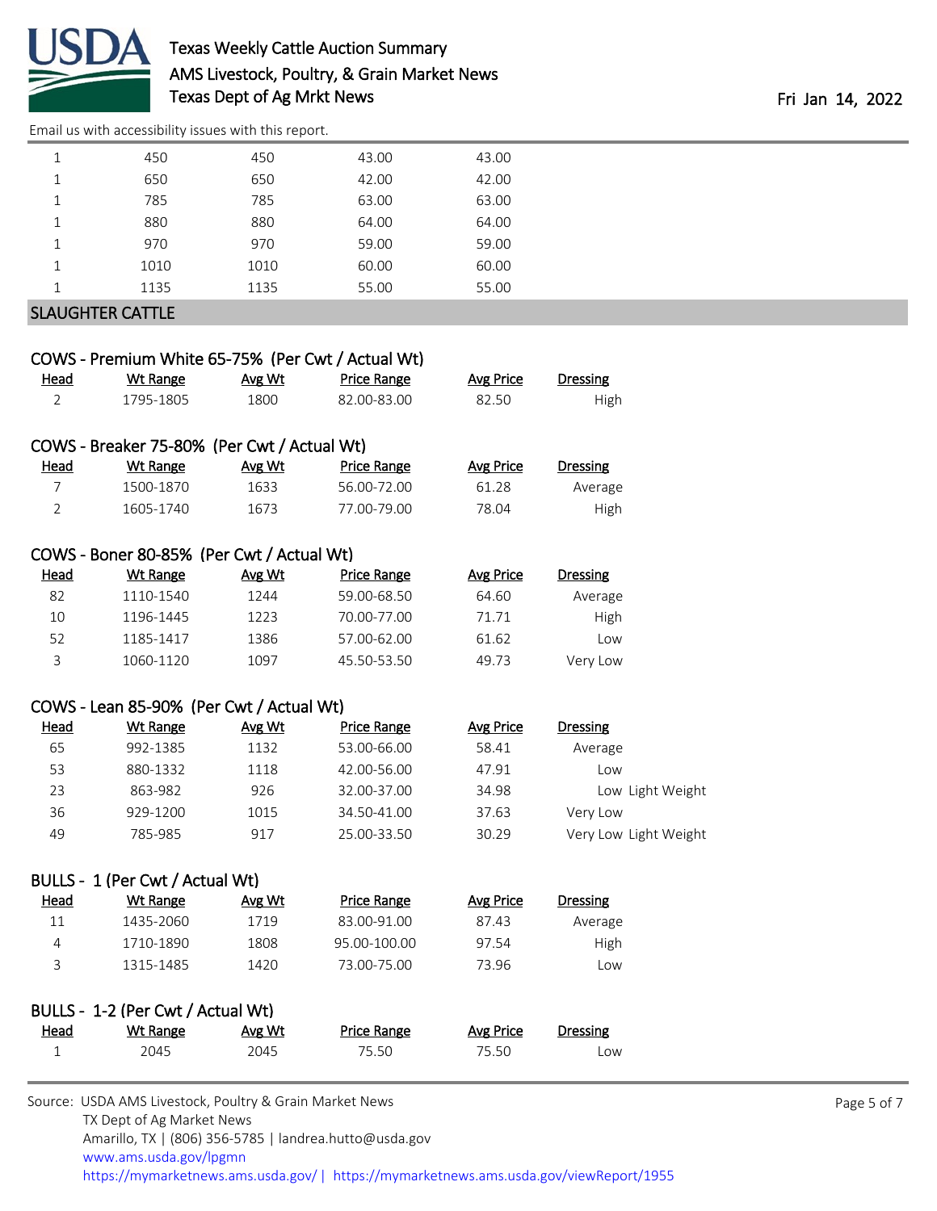| | | | | |
|---|---|---|---|---|
| 1 | 450 | 450 | 43.00 | 43.00 |
| 1 | 650 | 650 | 42.00 | 42.00 |
| 1 | 785 | 785 | 63.00 | 63.00 |
| 1 | 880 | 880 | 64.00 | 64.00 |
| 1 | 970 | 970 | 59.00 | 59.00 |
| 1 | 1010 | 1010 | 60.00 | 60.00 |
| 1 | 1135 | 1135 | 55.00 | 55.00 |

## SLAUGHTER CATTLE

### COWS - Premium White 65-75% (Per Cwt / Actual Wt)

| Head | Wt Range | Avg Wt | Price Range | Avg Price | Dressing |
|---|---|---|---|---|---|
| 2 | 1795-1805 | 1800 | 82.00-83.00 | 82.50 | High |

### COWS - Breaker 75-80% (Per Cwt / Actual Wt)

| Head | Wt Range | Avg Wt | Price Range | Avg Price | Dressing |
|---|---|---|---|---|---|
| 7 | 1500-1870 | 1633 | 56.00-72.00 | 61.28 | Average |
| 2 | 1605-1740 | 1673 | 77.00-79.00 | 78.04 | High |

### COWS - Boner 80-85% (Per Cwt / Actual Wt)

| Head | Wt Range | Avg Wt | Price Range | Avg Price | Dressing |
|---|---|---|---|---|---|
| 82 | 1110-1540 | 1244 | 59.00-68.50 | 64.60 | Average |
| 10 | 1196-1445 | 1223 | 70.00-77.00 | 71.71 | High |
| 52 | 1185-1417 | 1386 | 57.00-62.00 | 61.62 | Low |
| 3 | 1060-1120 | 1097 | 45.50-53.50 | 49.73 | Very Low |

### COWS - Lean 85-90% (Per Cwt / Actual Wt)

| Head | Wt Range | Avg Wt | Price Range | Avg Price | Dressing |
|---|---|---|---|---|---|
| 65 | 992-1385 | 1132 | 53.00-66.00 | 58.41 | Average |
| 53 | 880-1332 | 1118 | 42.00-56.00 | 47.91 | Low |
| 23 | 863-982 | 926 | 32.00-37.00 | 34.98 | Low Light Weight |
| 36 | 929-1200 | 1015 | 34.50-41.00 | 37.63 | Very Low |
| 49 | 785-985 | 917 | 25.00-33.50 | 30.29 | Very Low Light Weight |

### BULLS - 1 (Per Cwt / Actual Wt)

| Head | Wt Range | Avg Wt | Price Range | Avg Price | Dressing |
|---|---|---|---|---|---|
| 11 | 1435-2060 | 1719 | 83.00-91.00 | 87.43 | Average |
| 4 | 1710-1890 | 1808 | 95.00-100.00 | 97.54 | High |
| 3 | 1315-1485 | 1420 | 73.00-75.00 | 73.96 | Low |

### BULLS - 1-2 (Per Cwt / Actual Wt)

| Head | Wt Range | Avg Wt | Price Range | Avg Price | Dressing |
|---|---|---|---|---|---|
| 1 | 2045 | 2045 | 75.50 | 75.50 | Low |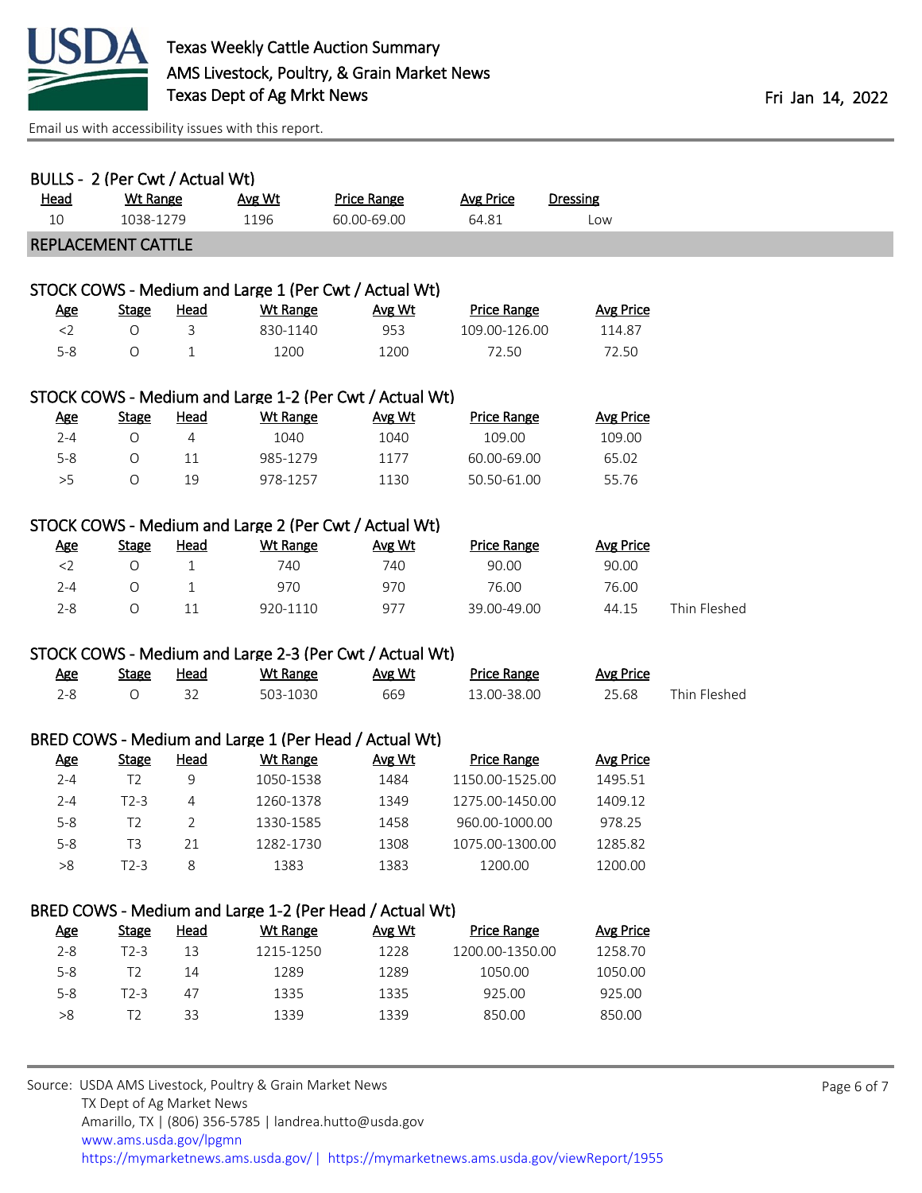### BULLS - 2 (Per Cwt / Actual Wt)

| Head | Wt Range | Avg Wt | Price Range | Avg Price | Dressing |
|---|---|---|---|---|---|
| 10 | 1038-1279 | 1196 | 60.00-69.00 | 64.81 | Low |

## REPLACEMENT CATTLE

### STOCK COWS - Medium and Large 1 (Per Cwt / Actual Wt)

| Age | Stage | Head | Wt Range | Avg Wt | Price Range | Avg Price |
|---|---|---|---|---|---|---|
| <2 | O | 3 | 830-1140 | 953 | 109.00-126.00 | 114.87 |
| 5-8 | O | 1 | 1200 | 1200 | 72.50 | 72.50 |

### STOCK COWS - Medium and Large 1-2 (Per Cwt / Actual Wt)

| Age | Stage | Head | Wt Range | Avg Wt | Price Range | Avg Price |
|---|---|---|---|---|---|---|
| 2-4 | O | 4 | 1040 | 1040 | 109.00 | 109.00 |
| 5-8 | O | 11 | 985-1279 | 1177 | 60.00-69.00 | 65.02 |
| >5 | O | 19 | 978-1257 | 1130 | 50.50-61.00 | 55.76 |

### STOCK COWS - Medium and Large 2 (Per Cwt / Actual Wt)

| Age | Stage | Head | Wt Range | Avg Wt | Price Range | Avg Price | |
|---|---|---|---|---|---|---|---|
| <2 | O | 1 | 740 | 740 | 90.00 | 90.00 | |
| 2-4 | O | 1 | 970 | 970 | 76.00 | 76.00 | |
| 2-8 | O | 11 | 920-1110 | 977 | 39.00-49.00 | 44.15 | Thin Fleshed |

### STOCK COWS - Medium and Large 2-3 (Per Cwt / Actual Wt)

| Age | Stage | Head | Wt Range | Avg Wt | Price Range | Avg Price | |
|---|---|---|---|---|---|---|---|
| 2-8 | O | 32 | 503-1030 | 669 | 13.00-38.00 | 25.68 | Thin Fleshed |

### BRED COWS - Medium and Large 1 (Per Head / Actual Wt)

| Age | Stage | Head | Wt Range | Avg Wt | Price Range | Avg Price |
|---|---|---|---|---|---|---|
| 2-4 | T2 | 9 | 1050-1538 | 1484 | 1150.00-1525.00 | 1495.51 |
| 2-4 | T2-3 | 4 | 1260-1378 | 1349 | 1275.00-1450.00 | 1409.12 |
| 5-8 | T2 | 2 | 1330-1585 | 1458 | 960.00-1000.00 | 978.25 |
| 5-8 | T3 | 21 | 1282-1730 | 1308 | 1075.00-1300.00 | 1285.82 |
| >8 | T2-3 | 8 | 1383 | 1383 | 1200.00 | 1200.00 |

### BRED COWS - Medium and Large 1-2 (Per Head / Actual Wt)

| Age | Stage | Head | Wt Range | Avg Wt | Price Range | Avg Price |
|---|---|---|---|---|---|---|
| 2-8 | T2-3 | 13 | 1215-1250 | 1228 | 1200.00-1350.00 | 1258.70 |
| 5-8 | T2 | 14 | 1289 | 1289 | 1050.00 | 1050.00 |
| 5-8 | T2-3 | 47 | 1335 | 1335 | 925.00 | 925.00 |
| >8 | T2 | 33 | 1339 | 1339 | 850.00 | 850.00 |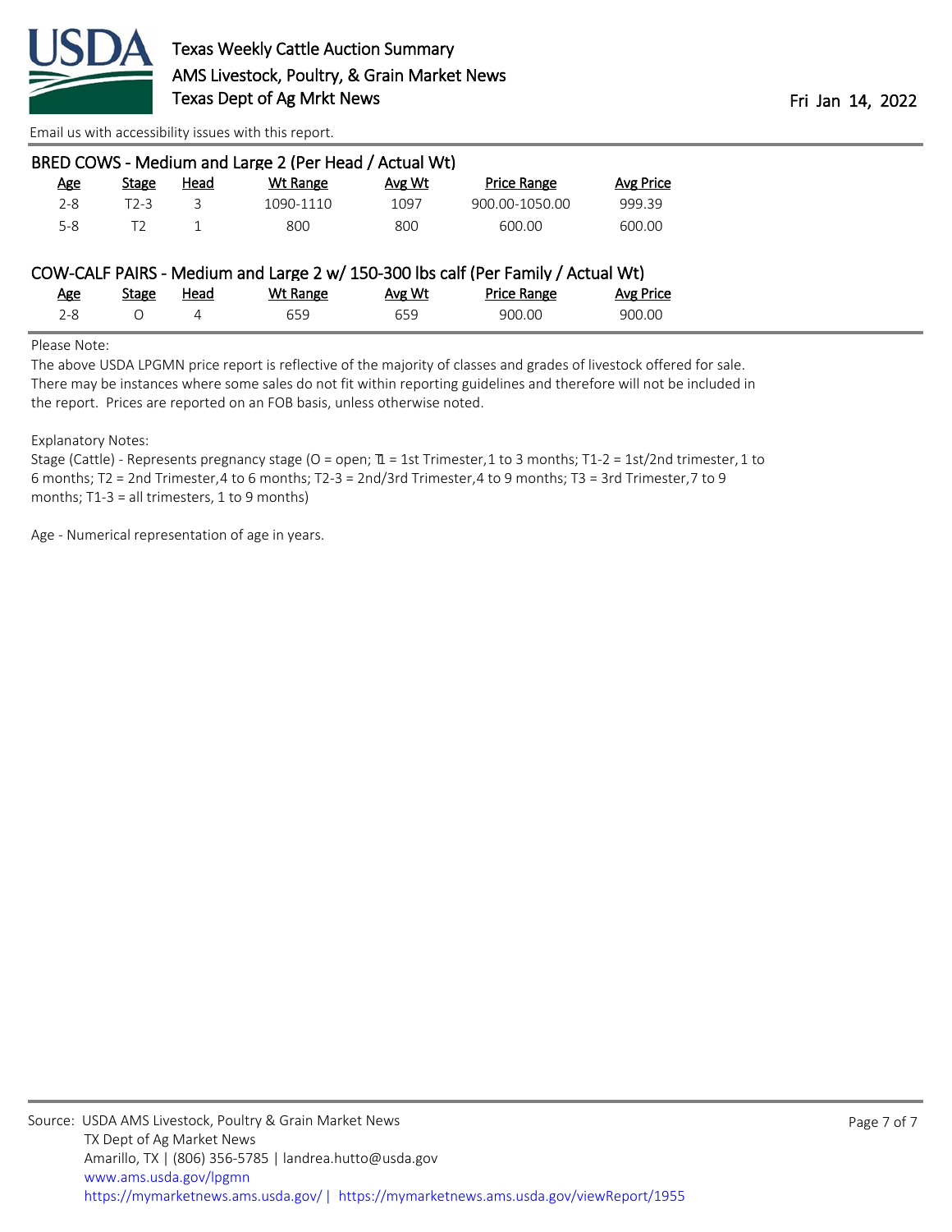Email us with accessibility issues with this report.

## BRED COWS - Medium and Large 2 (Per Head / Actual Wt)

| Age | Stage | Head | Wt Range | Avg Wt | Price Range | Avg Price |
|---|---|---|---|---|---|---|
| 2-8 | T2-3 | 3 | 1090-1110 | 1097 | 900.00-1050.00 | 999.39 |
| 5-8 | T2 | 1 | 800 | 800 | 600.00 | 600.00 |

## COW-CALF PAIRS - Medium and Large 2 w/ 150-300 lbs calf (Per Family / Actual Wt)

| Age | Stage | Head | Wt Range | Avg Wt | Price Range | Avg Price |
|---|---|---|---|---|---|---|
| 2-8 | O | 4 | 659 | 659 | 900.00 | 900.00 |

Please Note:

The above USDA LPGMN price report is reflective of the majority of classes and grades of livestock offered for sale. There may be instances where some sales do not fit within reporting guidelines and therefore will not be included in the report. Prices are reported on an FOB basis, unless otherwise noted.

Explanatory Notes:

Stage (Cattle) - Represents pregnancy stage (O = open; T1 = 1st Trimester,1 to 3 months; T1-2 = 1st/2nd trimester, 1 to 6 months; T2 = 2nd Trimester,4 to 6 months; T2-3 = 2nd/3rd Trimester,4 to 9 months; T3 = 3rd Trimester,7 to 9 months; T1-3 = all trimesters, 1 to 9 months)

Age - Numerical representation of age in years.

Source: USDA AMS Livestock, Poultry & Grain Market News
TX Dept of Ag Market News
Amarillo, TX | (806) 356-5785 | landrea.hutto@usda.gov
www.ams.usda.gov/lpgmn
https://mymarketnews.ams.usda.gov/ | https://mymarketnews.ams.usda.gov/viewReport/1955